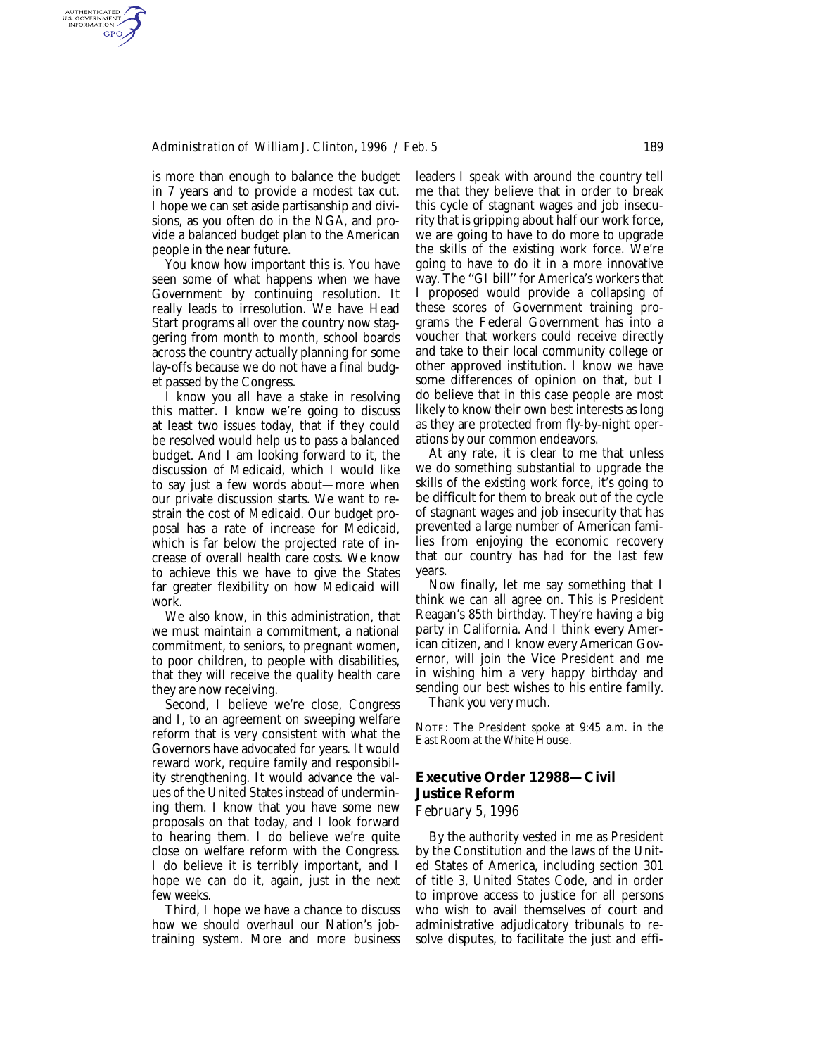is more than enough to balance the budget in 7 years and to provide a modest tax cut. I hope we can set aside partisanship and divisions, as you often do in the NGA, and provide a balanced budget plan to the American people in the near future.

You know how important this is. You have seen some of what happens when we have Government by continuing resolution. It really leads to irresolution. We have Head Start programs all over the country now staggering from month to month, school boards across the country actually planning for some lay-offs because we do not have a final budget passed by the Congress.

I know you all have a stake in resolving this matter. I know we're going to discuss at least two issues today, that if they could be resolved would help us to pass a balanced budget. And I am looking forward to it, the discussion of Medicaid, which I would like to say just a few words about—more when our private discussion starts. We want to restrain the cost of Medicaid. Our budget proposal has a rate of increase for Medicaid, which is far below the projected rate of increase of overall health care costs. We know to achieve this we have to give the States far greater flexibility on how Medicaid will work.

We also know, in this administration, that we must maintain a commitment, a national commitment, to seniors, to pregnant women, to poor children, to people with disabilities, that they will receive the quality health care they are now receiving.

Second, I believe we're close, Congress and I, to an agreement on sweeping welfare reform that is very consistent with what the Governors have advocated for years. It would reward work, require family and responsibility strengthening. It would advance the values of the United States instead of undermining them. I know that you have some new proposals on that today, and I look forward to hearing them. I do believe we're quite close on welfare reform with the Congress. I do believe it is terribly important, and I hope we can do it, again, just in the next few weeks.

Third, I hope we have a chance to discuss how we should overhaul our Nation's job-training system. More and more business leaders I speak with around the country tell me that they believe that in order to break this cycle of stagnant wages and job insecurity that is gripping about half our work force, we are going to have to do more to upgrade the skills of the existing work force. We're going to have to do it in a more innovative way. The "GI bill" for America's workers that I proposed would provide a collapsing of these scores of Government training programs the Federal Government has into a voucher that workers could receive directly and take to their local community college or other approved institution. I know we have some differences of opinion on that, but I do believe that in this case people are most likely to know their own best interests as long as they are protected from fly-by-night operations by our common endeavors.

At any rate, it is clear to me that unless we do something substantial to upgrade the skills of the existing work force, it's going to be difficult for them to break out of the cycle of stagnant wages and job insecurity that has prevented a large number of American families from enjoying the economic recovery that our country has had for the last few years.

Now finally, let me say something that I think we can all agree on. This is President Reagan's 85th birthday. They're having a big party in California. And I think every American citizen, and I know every American Governor, will join the Vice President and me in wishing him a very happy birthday and sending our best wishes to his entire family.

Thank you very much.

NOTE: The President spoke at 9:45 a.m. in the East Room at the White House.

## Executive Order 12988—Civil Justice Reform

*February 5, 1996*

By the authority vested in me as President by the Constitution and the laws of the United States of America, including section 301 of title 3, United States Code, and in order to improve access to justice for all persons who wish to avail themselves of court and administrative adjudicatory tribunals to resolve disputes, to facilitate the just and effi-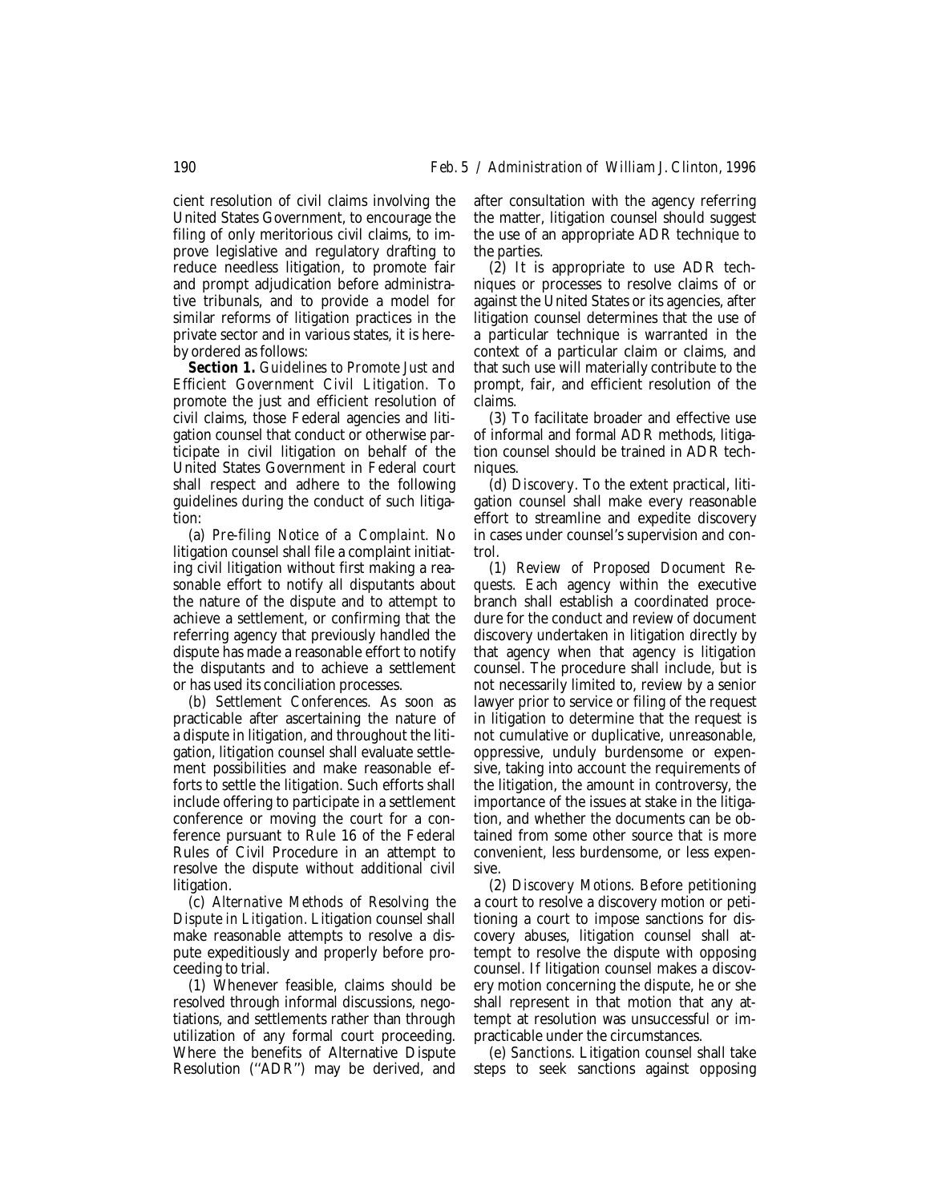cient resolution of civil claims involving the United States Government, to encourage the filing of only meritorious civil claims, to improve legislative and regulatory drafting to reduce needless litigation, to promote fair and prompt adjudication before administrative tribunals, and to provide a model for similar reforms of litigation practices in the private sector and in various states, it is hereby ordered as follows:

**Section 1.** *Guidelines to Promote Just and Efficient Government Civil Litigation.* To promote the just and efficient resolution of civil claims, those Federal agencies and litigation counsel that conduct or otherwise participate in civil litigation on behalf of the United States Government in Federal court shall respect and adhere to the following guidelines during the conduct of such litigation:

(a) *Pre-filing Notice of a Complaint.* No litigation counsel shall file a complaint initiating civil litigation without first making a reasonable effort to notify all disputants about the nature of the dispute and to attempt to achieve a settlement, or confirming that the referring agency that previously handled the dispute has made a reasonable effort to notify the disputants and to achieve a settlement or has used its conciliation processes.

(b) *Settlement Conferences.* As soon as practicable after ascertaining the nature of a dispute in litigation, and throughout the litigation, litigation counsel shall evaluate settlement possibilities and make reasonable efforts to settle the litigation. Such efforts shall include offering to participate in a settlement conference or moving the court for a conference pursuant to Rule 16 of the Federal Rules of Civil Procedure in an attempt to resolve the dispute without additional civil litigation.

(c) *Alternative Methods of Resolving the Dispute in Litigation.* Litigation counsel shall make reasonable attempts to resolve a dispute expeditiously and properly before proceeding to trial.

(1) Whenever feasible, claims should be resolved through informal discussions, negotiations, and settlements rather than through utilization of any formal court proceeding. Where the benefits of Alternative Dispute Resolution (''ADR'') may be derived, and after consultation with the agency referring the matter, litigation counsel should suggest the use of an appropriate ADR technique to the parties.

(2) It is appropriate to use ADR techniques or processes to resolve claims of or against the United States or its agencies, after litigation counsel determines that the use of a particular technique is warranted in the context of a particular claim or claims, and that such use will materially contribute to the prompt, fair, and efficient resolution of the claims.

(3) To facilitate broader and effective use of informal and formal ADR methods, litigation counsel should be trained in ADR techniques.

(d) *Discovery.* To the extent practical, litigation counsel shall make every reasonable effort to streamline and expedite discovery in cases under counsel's supervision and control.

(1) *Review of Proposed Document Requests.* Each agency within the executive branch shall establish a coordinated procedure for the conduct and review of document discovery undertaken in litigation directly by that agency when that agency is litigation counsel. The procedure shall include, but is not necessarily limited to, review by a senior lawyer prior to service or filing of the request in litigation to determine that the request is not cumulative or duplicative, unreasonable, oppressive, unduly burdensome or expensive, taking into account the requirements of the litigation, the amount in controversy, the importance of the issues at stake in the litigation, and whether the documents can be obtained from some other source that is more convenient, less burdensome, or less expensive.

(2) *Discovery Motions.* Before petitioning a court to resolve a discovery motion or petitioning a court to impose sanctions for discovery abuses, litigation counsel shall attempt to resolve the dispute with opposing counsel. If litigation counsel makes a discovery motion concerning the dispute, he or she shall represent in that motion that any attempt at resolution was unsuccessful or impracticable under the circumstances.

(e) *Sanctions.* Litigation counsel shall take steps to seek sanctions against opposing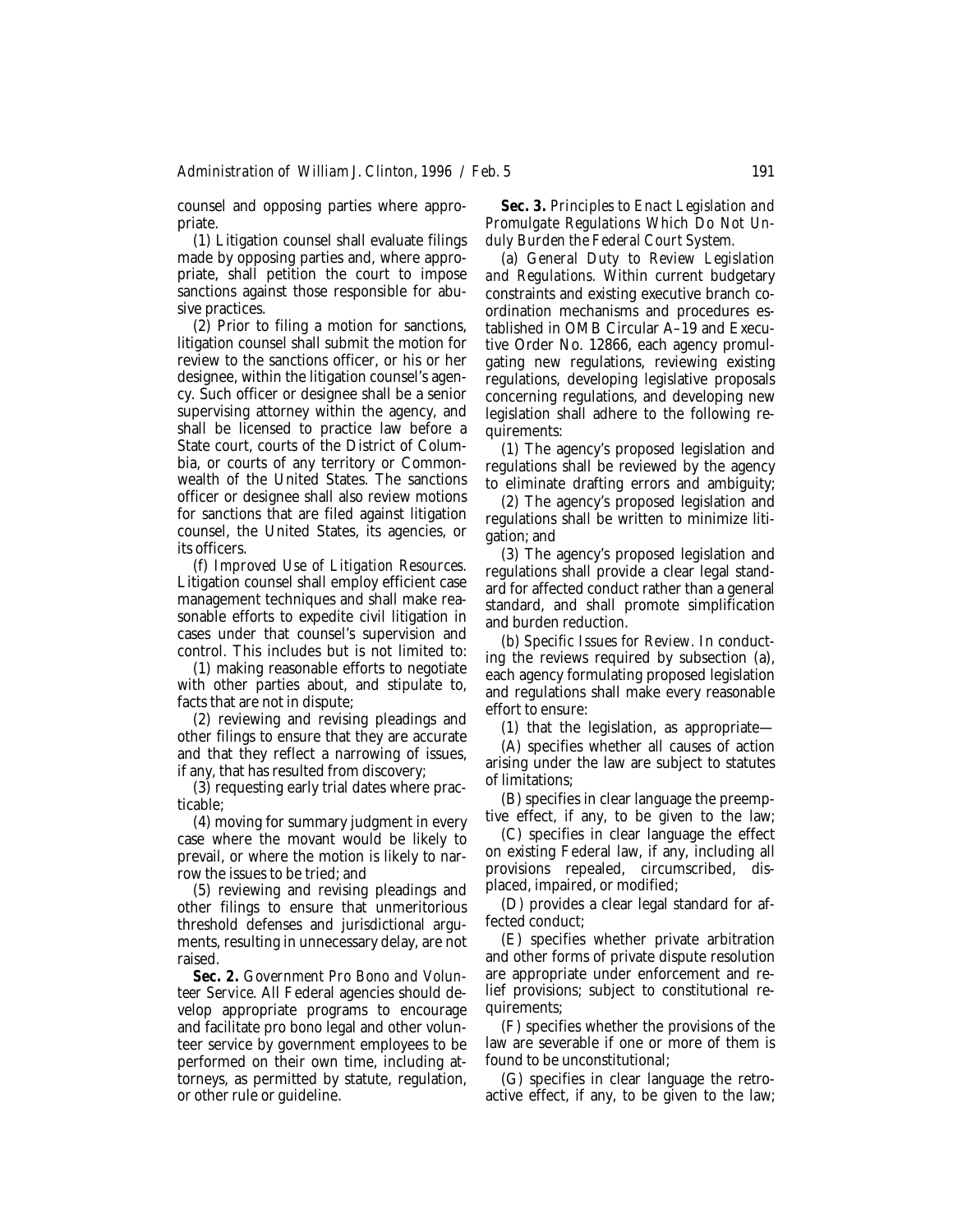counsel and opposing parties where appropriate.

(1) Litigation counsel shall evaluate filings made by opposing parties and, where appropriate, shall petition the court to impose sanctions against those responsible for abusive practices.

(2) Prior to filing a motion for sanctions, litigation counsel shall submit the motion for review to the sanctions officer, or his or her designee, within the litigation counsel's agency. Such officer or designee shall be a senior supervising attorney within the agency, and shall be licensed to practice law before a State court, courts of the District of Columbia, or courts of any territory or Commonwealth of the United States. The sanctions officer or designee shall also review motions for sanctions that are filed against litigation counsel, the United States, its agencies, or its officers.

(f) *Improved Use of Litigation Resources.* Litigation counsel shall employ efficient case management techniques and shall make reasonable efforts to expedite civil litigation in cases under that counsel's supervision and control. This includes but is not limited to:

(1) making reasonable efforts to negotiate with other parties about, and stipulate to, facts that are not in dispute;

(2) reviewing and revising pleadings and other filings to ensure that they are accurate and that they reflect a narrowing of issues, if any, that has resulted from discovery;

(3) requesting early trial dates where practicable;

(4) moving for summary judgment in every case where the movant would be likely to prevail, or where the motion is likely to narrow the issues to be tried; and

(5) reviewing and revising pleadings and other filings to ensure that unmeritorious threshold defenses and jurisdictional arguments, resulting in unnecessary delay, are not raised.

**Sec. 2.** *Government Pro Bono and Volunteer Service.* All Federal agencies should develop appropriate programs to encourage and facilitate pro bono legal and other volunteer service by government employees to be performed on their own time, including attorneys, as permitted by statute, regulation, or other rule or guideline.

**Sec. 3.** *Principles to Enact Legislation and Promulgate Regulations Which Do Not Unduly Burden the Federal Court System.*

(a) *General Duty to Review Legislation and Regulations.* Within current budgetary constraints and existing executive branch coordination mechanisms and procedures established in OMB Circular A–19 and Executive Order No. 12866, each agency promulgating new regulations, reviewing existing regulations, developing legislative proposals concerning regulations, and developing new legislation shall adhere to the following requirements:

(1) The agency's proposed legislation and regulations shall be reviewed by the agency to eliminate drafting errors and ambiguity;

(2) The agency's proposed legislation and regulations shall be written to minimize litigation; and

(3) The agency's proposed legislation and regulations shall provide a clear legal standard for affected conduct rather than a general standard, and shall promote simplification and burden reduction.

(b) *Specific Issues for Review.* In conducting the reviews required by subsection (a), each agency formulating proposed legislation and regulations shall make every reasonable effort to ensure:

(1) that the legislation, as appropriate—

(A) specifies whether all causes of action arising under the law are subject to statutes of limitations;

(B) specifies in clear language the preemptive effect, if any, to be given to the law;

(C) specifies in clear language the effect on existing Federal law, if any, including all provisions repealed, circumscribed, displaced, impaired, or modified;

(D) provides a clear legal standard for affected conduct;

(E) specifies whether private arbitration and other forms of private dispute resolution are appropriate under enforcement and relief provisions; subject to constitutional requirements;

(F) specifies whether the provisions of the law are severable if one or more of them is found to be unconstitutional;

(G) specifies in clear language the retroactive effect, if any, to be given to the law;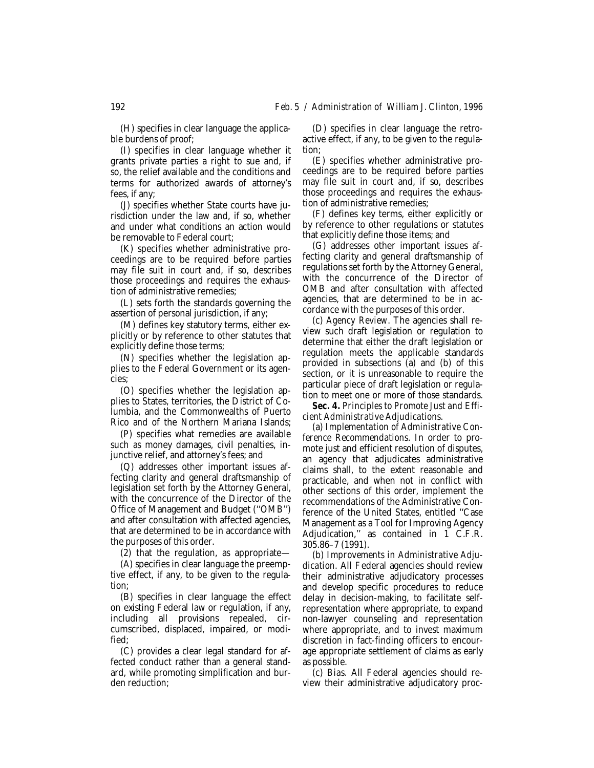(H) specifies in clear language the applicable burdens of proof;

(I) specifies in clear language whether it grants private parties a right to sue and, if so, the relief available and the conditions and terms for authorized awards of attorney's fees, if any;

(J) specifies whether State courts have jurisdiction under the law and, if so, whether and under what conditions an action would be removable to Federal court;

(K) specifies whether administrative proceedings are to be required before parties may file suit in court and, if so, describes those proceedings and requires the exhaustion of administrative remedies;

(L) sets forth the standards governing the assertion of personal jurisdiction, if any;

(M) defines key statutory terms, either explicitly or by reference to other statutes that explicitly define those terms;

(N) specifies whether the legislation applies to the Federal Government or its agencies;

(O) specifies whether the legislation applies to States, territories, the District of Columbia, and the Commonwealths of Puerto Rico and of the Northern Mariana Islands;

(P) specifies what remedies are available such as money damages, civil penalties, injunctive relief, and attorney's fees; and

(Q) addresses other important issues affecting clarity and general draftsmanship of legislation set forth by the Attorney General, with the concurrence of the Director of the Office of Management and Budget (''OMB'') and after consultation with affected agencies, that are determined to be in accordance with the purposes of this order.

(2) that the regulation, as appropriate—

(A) specifies in clear language the preemptive effect, if any, to be given to the regulation;

(B) specifies in clear language the effect on existing Federal law or regulation, if any, including all provisions repealed, circumscribed, displaced, impaired, or modified;

(C) provides a clear legal standard for affected conduct rather than a general standard, while promoting simplification and burden reduction;

(D) specifies in clear language the retroactive effect, if any, to be given to the regulation;

(E) specifies whether administrative proceedings are to be required before parties may file suit in court and, if so, describes those proceedings and requires the exhaustion of administrative remedies;

(F) defines key terms, either explicitly or by reference to other regulations or statutes that explicitly define those items; and

(G) addresses other important issues affecting clarity and general draftsmanship of regulations set forth by the Attorney General, with the concurrence of the Director of OMB and after consultation with affected agencies, that are determined to be in accordance with the purposes of this order.

(c) *Agency Review.* The agencies shall review such draft legislation or regulation to determine that either the draft legislation or regulation meets the applicable standards provided in subsections (a) and (b) of this section, or it is unreasonable to require the particular piece of draft legislation or regulation to meet one or more of those standards.

**Sec. 4.** *Principles to Promote Just and Efficient Administrative Adjudications.*

(a) *Implementation of Administrative Conference Recommendations.* In order to promote just and efficient resolution of disputes, an agency that adjudicates administrative claims shall, to the extent reasonable and practicable, and when not in conflict with other sections of this order, implement the recommendations of the Administrative Conference of the United States, entitled ''Case Management as a Tool for Improving Agency Adjudication,'' as contained in 1 C.F.R. 305.86–7 (1991).

(b) *Improvements in Administrative Adjudication.* All Federal agencies should review their administrative adjudicatory processes and develop specific procedures to reduce delay in decision-making, to facilitate self-representation where appropriate, to expand non-lawyer counseling and representation where appropriate, and to invest maximum discretion in fact-finding officers to encourage appropriate settlement of claims as early as possible.

(c) *Bias.* All Federal agencies should review their administrative adjudicatory proc-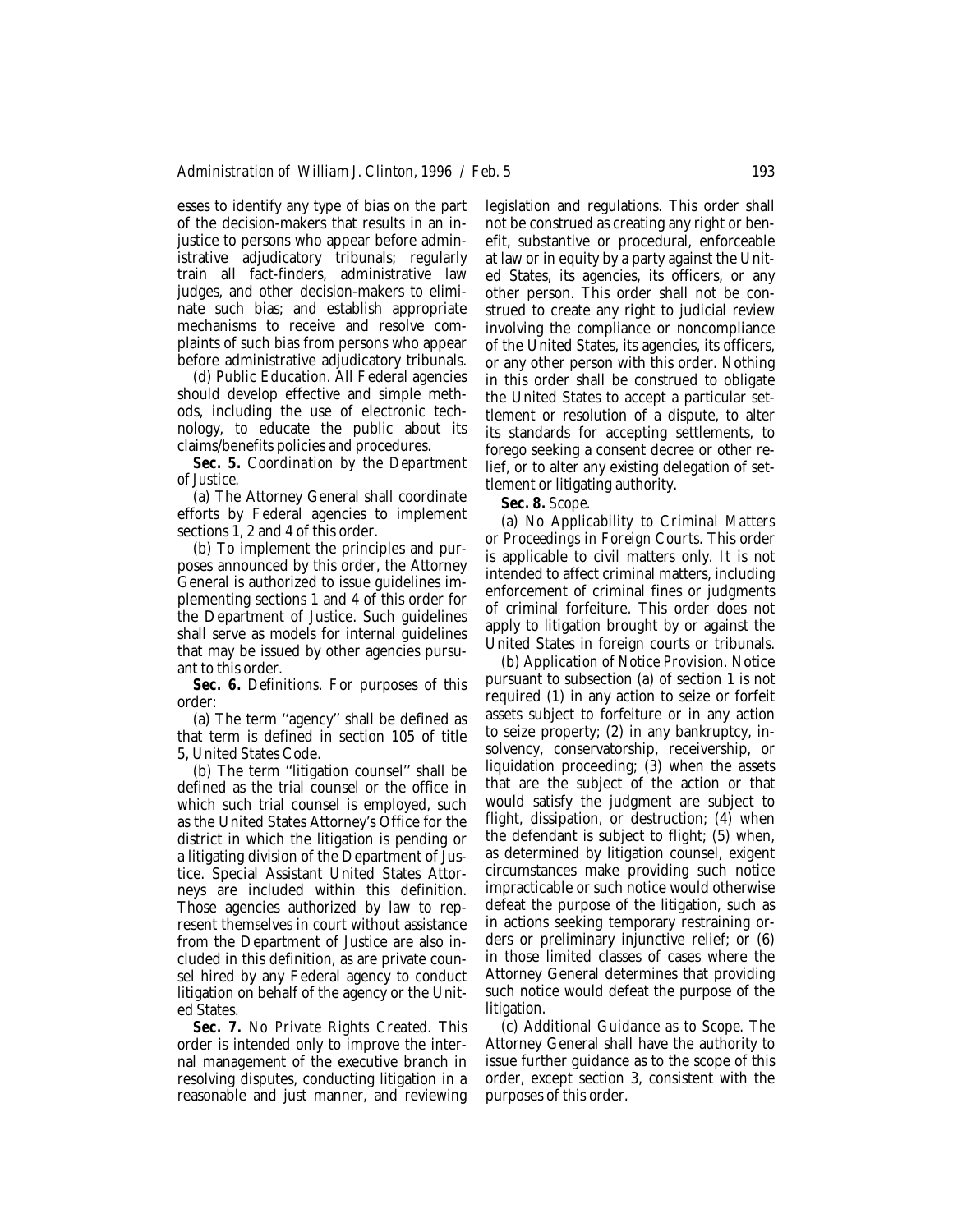esses to identify any type of bias on the part of the decision-makers that results in an injustice to persons who appear before administrative adjudicatory tribunals; regularly train all fact-finders, administrative law judges, and other decision-makers to eliminate such bias; and establish appropriate mechanisms to receive and resolve complaints of such bias from persons who appear before administrative adjudicatory tribunals.

(d) *Public Education.* All Federal agencies should develop effective and simple methods, including the use of electronic technology, to educate the public about its claims/benefits policies and procedures.

**Sec. 5.** *Coordination by the Department of Justice.*

(a) The Attorney General shall coordinate efforts by Federal agencies to implement sections 1, 2 and 4 of this order.

(b) To implement the principles and purposes announced by this order, the Attorney General is authorized to issue guidelines implementing sections 1 and 4 of this order for the Department of Justice. Such guidelines shall serve as models for internal guidelines that may be issued by other agencies pursuant to this order.

**Sec. 6.** *Definitions.* For purposes of this order:

(a) The term ''agency'' shall be defined as that term is defined in section 105 of title 5, United States Code.

(b) The term ''litigation counsel'' shall be defined as the trial counsel or the office in which such trial counsel is employed, such as the United States Attorney's Office for the district in which the litigation is pending or a litigating division of the Department of Justice. Special Assistant United States Attorneys are included within this definition. Those agencies authorized by law to represent themselves in court without assistance from the Department of Justice are also included in this definition, as are private counsel hired by any Federal agency to conduct litigation on behalf of the agency or the United States.

**Sec. 7.** *No Private Rights Created.* This order is intended only to improve the internal management of the executive branch in resolving disputes, conducting litigation in a reasonable and just manner, and reviewing legislation and regulations. This order shall not be construed as creating any right or benefit, substantive or procedural, enforceable at law or in equity by a party against the United States, its agencies, its officers, or any other person. This order shall not be construed to create any right to judicial review involving the compliance or noncompliance of the United States, its agencies, its officers, or any other person with this order. Nothing in this order shall be construed to obligate the United States to accept a particular settlement or resolution of a dispute, to alter its standards for accepting settlements, to forego seeking a consent decree or other relief, or to alter any existing delegation of settlement or litigating authority.

**Sec. 8.** *Scope.*

(a) *No Applicability to Criminal Matters or Proceedings in Foreign Courts.* This order is applicable to civil matters only. It is not intended to affect criminal matters, including enforcement of criminal fines or judgments of criminal forfeiture. This order does not apply to litigation brought by or against the United States in foreign courts or tribunals.

(b) *Application of Notice Provision.* Notice pursuant to subsection (a) of section 1 is not required (1) in any action to seize or forfeit assets subject to forfeiture or in any action to seize property; (2) in any bankruptcy, insolvency, conservatorship, receivership, or liquidation proceeding; (3) when the assets that are the subject of the action or that would satisfy the judgment are subject to flight, dissipation, or destruction; (4) when the defendant is subject to flight; (5) when, as determined by litigation counsel, exigent circumstances make providing such notice impracticable or such notice would otherwise defeat the purpose of the litigation, such as in actions seeking temporary restraining orders or preliminary injunctive relief; or (6) in those limited classes of cases where the Attorney General determines that providing such notice would defeat the purpose of the litigation.

(c) *Additional Guidance as to Scope.* The Attorney General shall have the authority to issue further guidance as to the scope of this order, except section 3, consistent with the purposes of this order.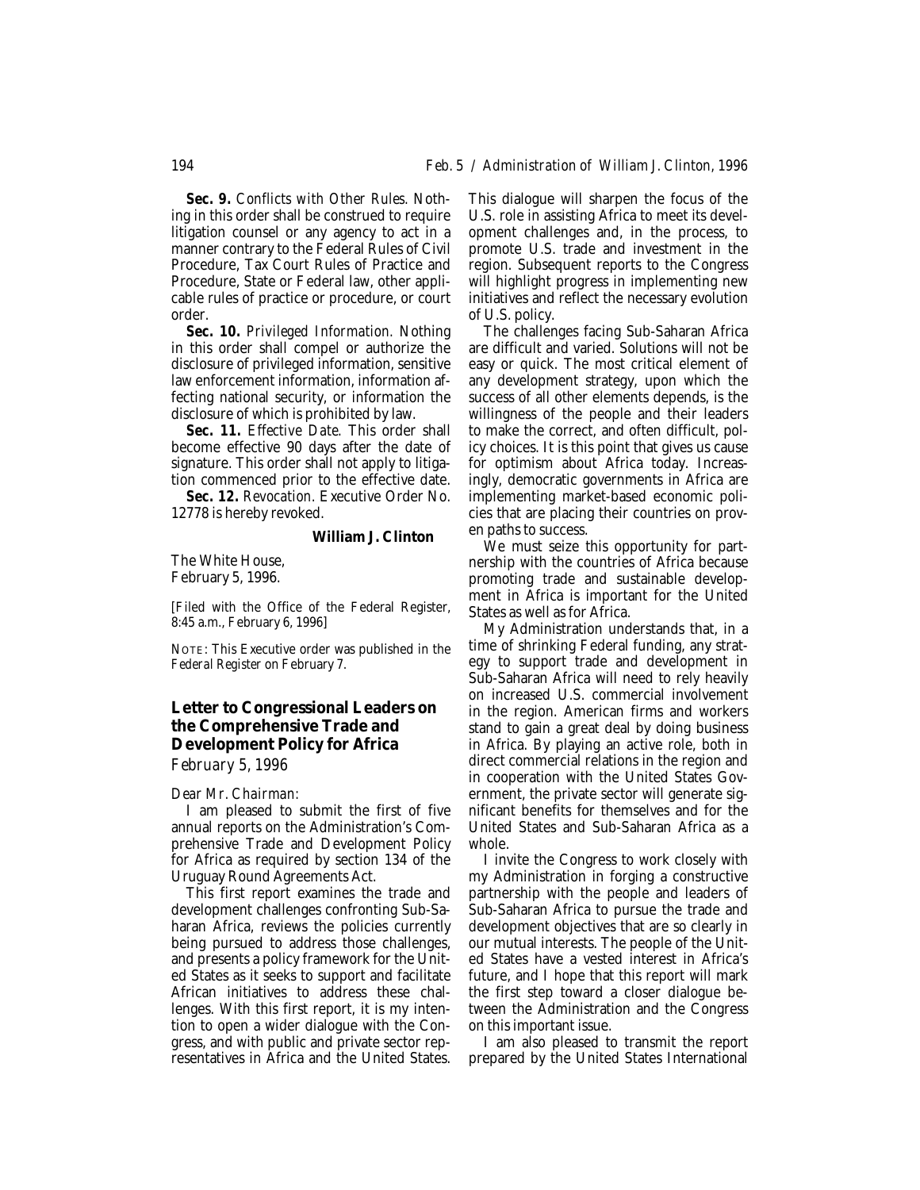**Sec. 9.** *Conflicts with Other Rules.* Nothing in this order shall be construed to require litigation counsel or any agency to act in a manner contrary to the Federal Rules of Civil Procedure, Tax Court Rules of Practice and Procedure, State or Federal law, other applicable rules of practice or procedure, or court order.

**Sec. 10.** *Privileged Information.* Nothing in this order shall compel or authorize the disclosure of privileged information, sensitive law enforcement information, information affecting national security, or information the disclosure of which is prohibited by law.

**Sec. 11.** *Effective Date.* This order shall become effective 90 days after the date of signature. This order shall not apply to litigation commenced prior to the effective date.

**Sec. 12.** *Revocation.* Executive Order No. 12778 is hereby revoked.

**William J. Clinton**

The White House,
February 5, 1996.

[Filed with the Office of the Federal Register, 8:45 a.m., February 6, 1996]

NOTE: This Executive order was published in the *Federal Register* on February 7.

## Letter to Congressional Leaders on the Comprehensive Trade and Development Policy for Africa

*February 5, 1996*

*Dear Mr. Chairman:*

I am pleased to submit the first of five annual reports on the Administration's Comprehensive Trade and Development Policy for Africa as required by section 134 of the Uruguay Round Agreements Act.

This first report examines the trade and development challenges confronting Sub-Saharan Africa, reviews the policies currently being pursued to address those challenges, and presents a policy framework for the United States as it seeks to support and facilitate African initiatives to address these challenges. With this first report, it is my intention to open a wider dialogue with the Congress, and with public and private sector representatives in Africa and the United States. This dialogue will sharpen the focus of the U.S. role in assisting Africa to meet its development challenges and, in the process, to promote U.S. trade and investment in the region. Subsequent reports to the Congress will highlight progress in implementing new initiatives and reflect the necessary evolution of U.S. policy.

The challenges facing Sub-Saharan Africa are difficult and varied. Solutions will not be easy or quick. The most critical element of any development strategy, upon which the success of all other elements depends, is the willingness of the people and their leaders to make the correct, and often difficult, policy choices. It is this point that gives us cause for optimism about Africa today. Increasingly, democratic governments in Africa are implementing market-based economic policies that are placing their countries on proven paths to success.

We must seize this opportunity for partnership with the countries of Africa because promoting trade and sustainable development in Africa is important for the United States as well as for Africa.

My Administration understands that, in a time of shrinking Federal funding, any strategy to support trade and development in Sub-Saharan Africa will need to rely heavily on increased U.S. commercial involvement in the region. American firms and workers stand to gain a great deal by doing business in Africa. By playing an active role, both in direct commercial relations in the region and in cooperation with the United States Government, the private sector will generate significant benefits for themselves and for the United States and Sub-Saharan Africa as a whole.

I invite the Congress to work closely with my Administration in forging a constructive partnership with the people and leaders of Sub-Saharan Africa to pursue the trade and development objectives that are so clearly in our mutual interests. The people of the United States have a vested interest in Africa's future, and I hope that this report will mark the first step toward a closer dialogue between the Administration and the Congress on this important issue.

I am also pleased to transmit the report prepared by the United States International